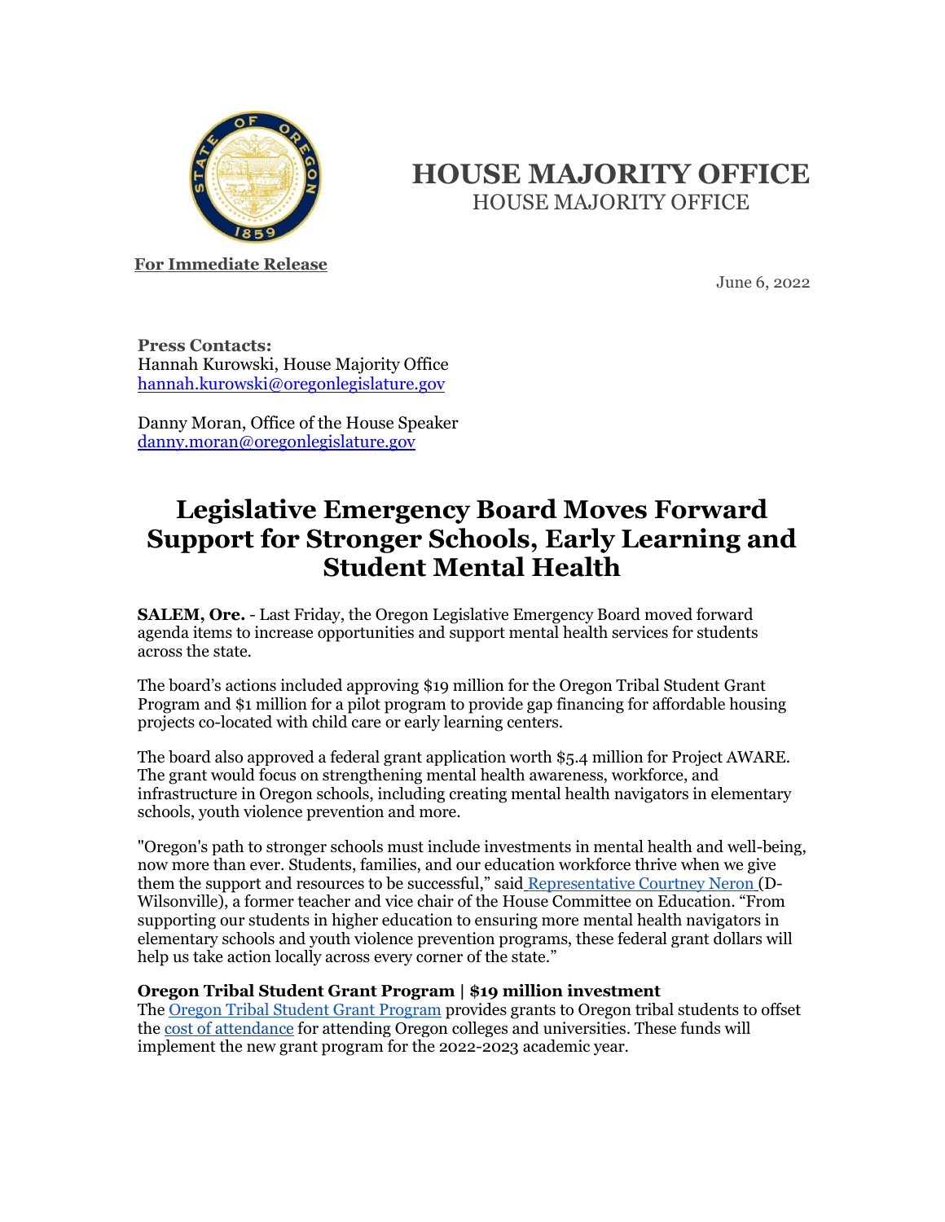# HOUSE MAJORITY OFFICE

HOUSE MAJORITY OFFICE

**For Immediate Release**

June 6, 2022

**Press Contacts:**
Hannah Kurowski, House Majority Office
hannah.kurowski@oregonlegislature.gov

Danny Moran, Office of the House Speaker
danny.moran@oregonlegislature.gov

# Legislative Emergency Board Moves Forward Support for Stronger Schools, Early Learning and Student Mental Health

**SALEM, Ore.** - Last Friday, the Oregon Legislative Emergency Board moved forward agenda items to increase opportunities and support mental health services for students across the state.

The board's actions included approving $19 million for the Oregon Tribal Student Grant Program and $1 million for a pilot program to provide gap financing for affordable housing projects co-located with child care or early learning centers.

The board also approved a federal grant application worth $5.4 million for Project AWARE. The grant would focus on strengthening mental health awareness, workforce, and infrastructure in Oregon schools, including creating mental health navigators in elementary schools, youth violence prevention and more.

"Oregon's path to stronger schools must include investments in mental health and well-being, now more than ever. Students, families, and our education workforce thrive when we give them the support and resources to be successful," said Representative Courtney Neron (D-Wilsonville), a former teacher and vice chair of the House Committee on Education. "From supporting our students in higher education to ensuring more mental health navigators in elementary schools and youth violence prevention programs, these federal grant dollars will help us take action locally across every corner of the state."

**Oregon Tribal Student Grant Program | $19 million investment**

The Oregon Tribal Student Grant Program provides grants to Oregon tribal students to offset the cost of attendance for attending Oregon colleges and universities. These funds will implement the new grant program for the 2022-2023 academic year.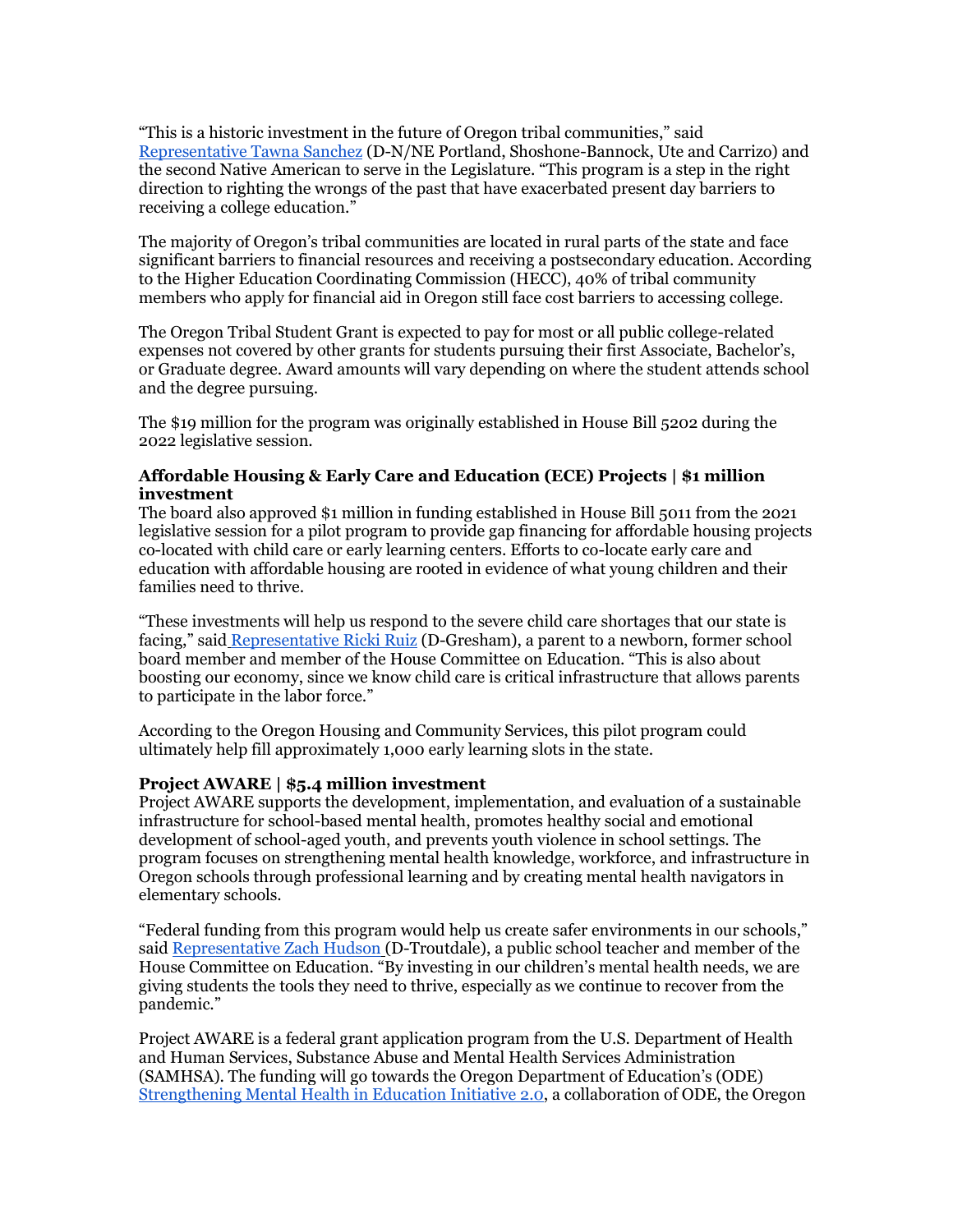"This is a historic investment in the future of Oregon tribal communities," said [Representative Tawna Sanchez](#) (D-N/NE Portland, Shoshone-Bannock, Ute and Carrizo) and the second Native American to serve in the Legislature. "This program is a step in the right direction to righting the wrongs of the past that have exacerbated present day barriers to receiving a college education."

The majority of Oregon's tribal communities are located in rural parts of the state and face significant barriers to financial resources and receiving a postsecondary education. According to the Higher Education Coordinating Commission (HECC), 40% of tribal community members who apply for financial aid in Oregon still face cost barriers to accessing college.

The Oregon Tribal Student Grant is expected to pay for most or all public college-related expenses not covered by other grants for students pursuing their first Associate, Bachelor's, or Graduate degree. Award amounts will vary depending on where the student attends school and the degree pursuing.

The $19 million for the program was originally established in House Bill 5202 during the 2022 legislative session.

**Affordable Housing & Early Care and Education (ECE) Projects | $1 million investment**

The board also approved $1 million in funding established in House Bill 5011 from the 2021 legislative session for a pilot program to provide gap financing for affordable housing projects co-located with child care or early learning centers. Efforts to co-locate early care and education with affordable housing are rooted in evidence of what young children and their families need to thrive.

"These investments will help us respond to the severe child care shortages that our state is facing," said [Representative Ricki Ruiz](#) (D-Gresham), a parent to a newborn, former school board member and member of the House Committee on Education. "This is also about boosting our economy, since we know child care is critical infrastructure that allows parents to participate in the labor force."

According to the Oregon Housing and Community Services, this pilot program could ultimately help fill approximately 1,000 early learning slots in the state.

**Project AWARE | $5.4 million investment**

Project AWARE supports the development, implementation, and evaluation of a sustainable infrastructure for school-based mental health, promotes healthy social and emotional development of school-aged youth, and prevents youth violence in school settings. The program focuses on strengthening mental health knowledge, workforce, and infrastructure in Oregon schools through professional learning and by creating mental health navigators in elementary schools.

"Federal funding from this program would help us create safer environments in our schools," said [Representative Zach Hudson](#) (D-Troutdale), a public school teacher and member of the House Committee on Education. "By investing in our children's mental health needs, we are giving students the tools they need to thrive, especially as we continue to recover from the pandemic."

Project AWARE is a federal grant application program from the U.S. Department of Health and Human Services, Substance Abuse and Mental Health Services Administration (SAMHSA). The funding will go towards the Oregon Department of Education's (ODE) [Strengthening Mental Health in Education Initiative 2.0](#), a collaboration of ODE, the Oregon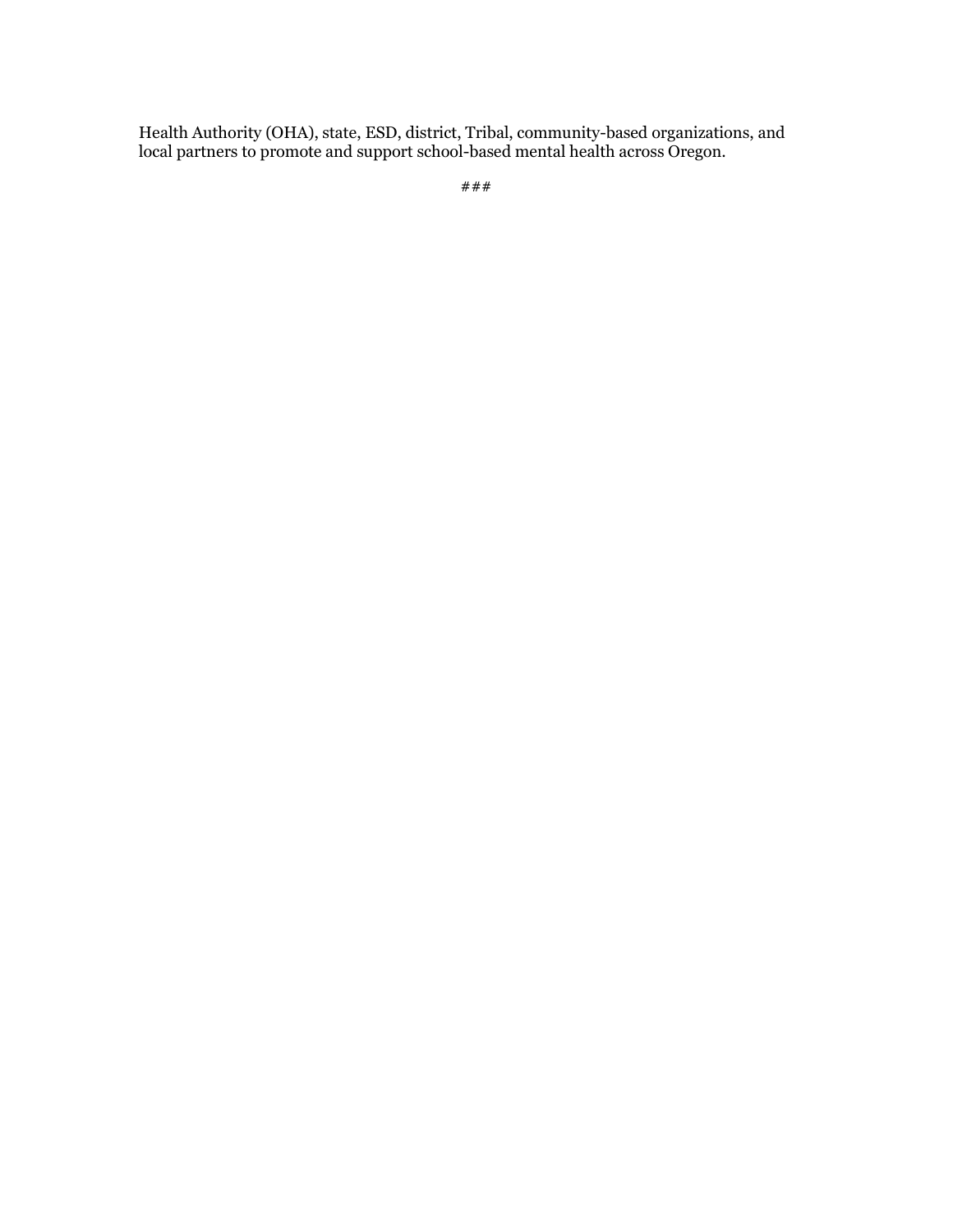Health Authority (OHA), state, ESD, district, Tribal, community-based organizations, and local partners to promote and support school-based mental health across Oregon.

###